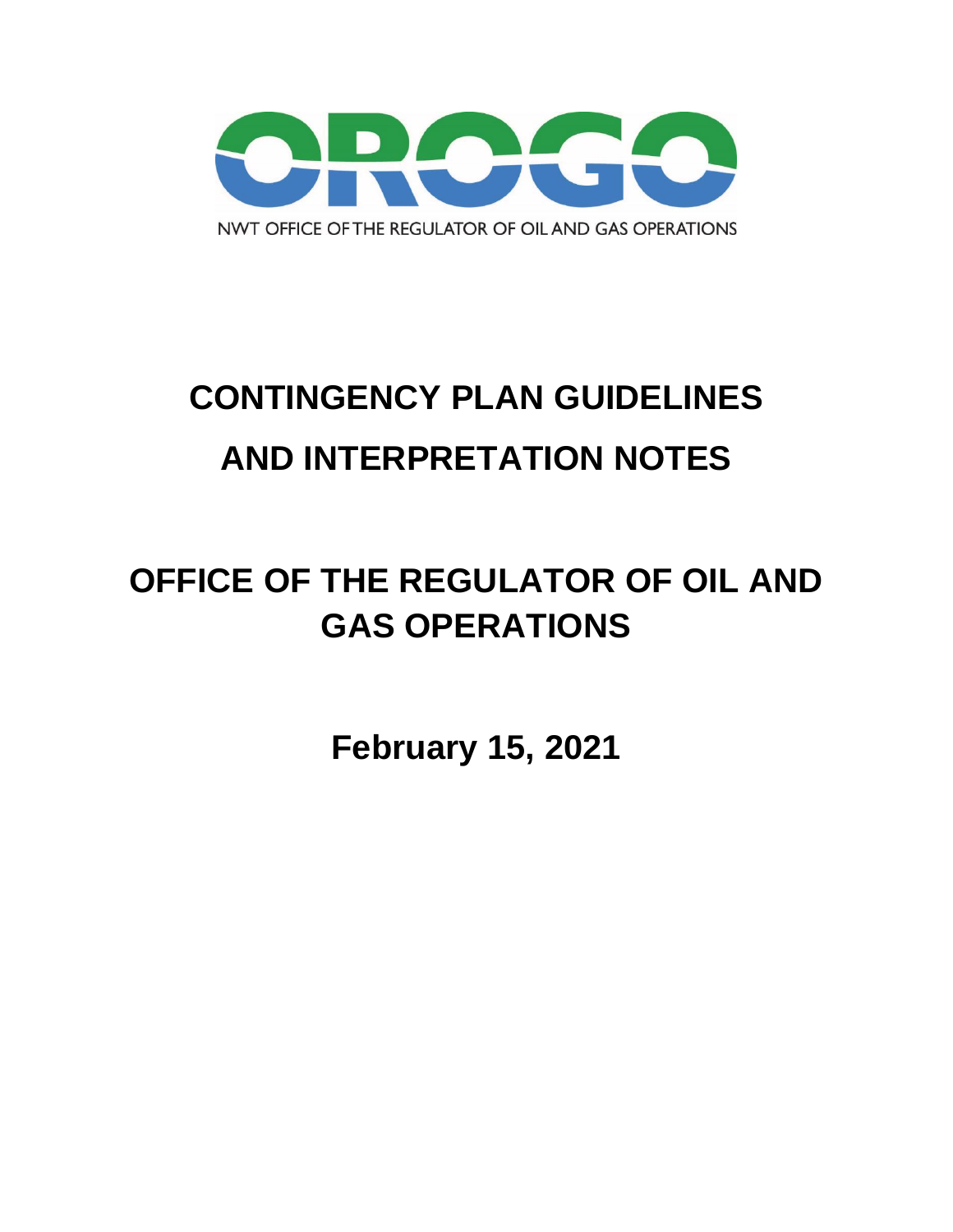OROGO

NWT OFFICE OF THE REGULATOR OF OIL AND GAS OPERATIONS

# CONTINGENCY PLAN GUIDELINES AND INTERPRETATION NOTES

# OFFICE OF THE REGULATOR OF OIL AND GAS OPERATIONS

**February 15, 2021**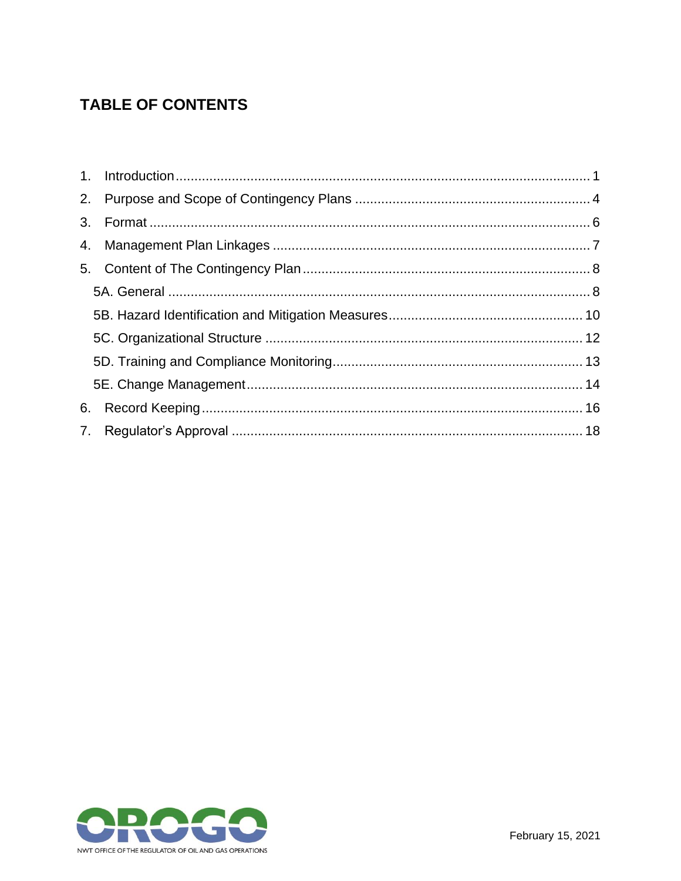# TABLE OF CONTENTS

1. Introduction ........ 1
2. Purpose and Scope of Contingency Plans ........ 4
3. Format ........ 6
4. Management Plan Linkages ........ 7
5. Content of The Contingency Plan ........ 8
   - 5A. General ........ 8
   - 5B. Hazard Identification and Mitigation Measures ........ 10
   - 5C. Organizational Structure ........ 12
   - 5D. Training and Compliance Monitoring ........ 13
   - 5E. Change Management ........ 14
6. Record Keeping ........ 16
7. Regulator's Approval ........ 18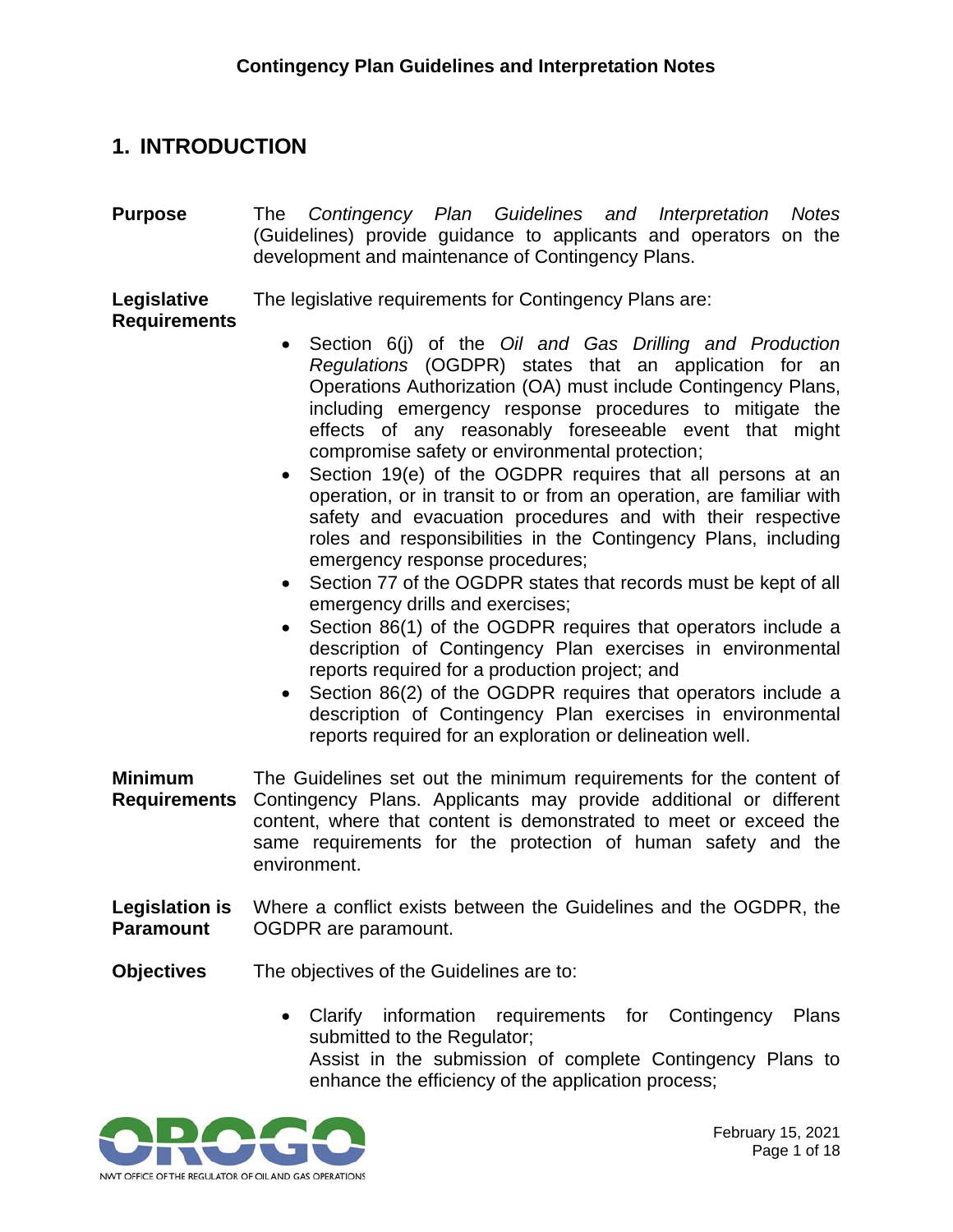## 1. INTRODUCTION

**Purpose**

The *Contingency Plan Guidelines and Interpretation Notes* (Guidelines) provide guidance to applicants and operators on the development and maintenance of Contingency Plans.

**Legislative Requirements**

The legislative requirements for Contingency Plans are:

- Section 6(j) of the *Oil and Gas Drilling and Production Regulations* (OGDPR) states that an application for an Operations Authorization (OA) must include Contingency Plans, including emergency response procedures to mitigate the effects of any reasonably foreseeable event that might compromise safety or environmental protection;
- Section 19(e) of the OGDPR requires that all persons at an operation, or in transit to or from an operation, are familiar with safety and evacuation procedures and with their respective roles and responsibilities in the Contingency Plans, including emergency response procedures;
- Section 77 of the OGDPR states that records must be kept of all emergency drills and exercises;
- Section 86(1) of the OGDPR requires that operators include a description of Contingency Plan exercises in environmental reports required for a production project; and
- Section 86(2) of the OGDPR requires that operators include a description of Contingency Plan exercises in environmental reports required for an exploration or delineation well.

**Minimum Requirements**

The Guidelines set out the minimum requirements for the content of Contingency Plans. Applicants may provide additional or different content, where that content is demonstrated to meet or exceed the same requirements for the protection of human safety and the environment.

**Legislation is Paramount**

Where a conflict exists between the Guidelines and the OGDPR, the OGDPR are paramount.

**Objectives**

The objectives of the Guidelines are to:

- Clarify information requirements for Contingency Plans submitted to the Regulator;
- Assist in the submission of complete Contingency Plans to enhance the efficiency of the application process;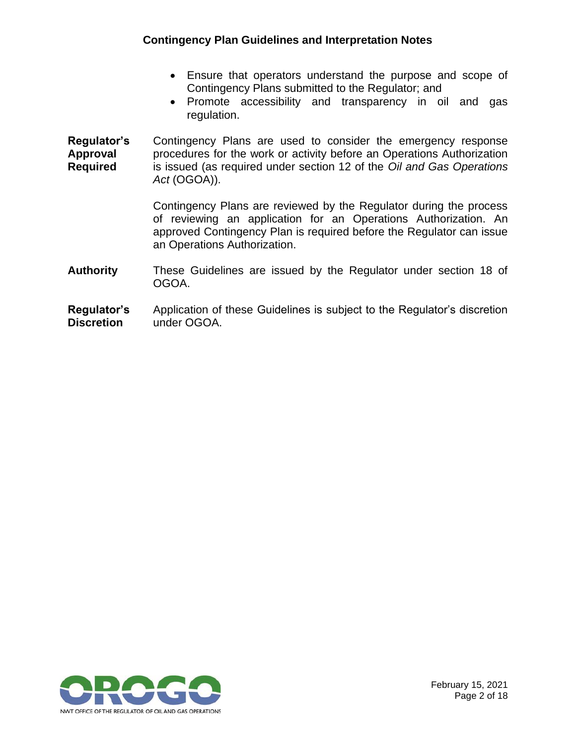- Ensure that operators understand the purpose and scope of Contingency Plans submitted to the Regulator; and
- Promote accessibility and transparency in oil and gas regulation.

**Regulator's Approval Required**

Contingency Plans are used to consider the emergency response procedures for the work or activity before an Operations Authorization is issued (as required under section 12 of the *Oil and Gas Operations Act* (OGOA)).

Contingency Plans are reviewed by the Regulator during the process of reviewing an application for an Operations Authorization. An approved Contingency Plan is required before the Regulator can issue an Operations Authorization.

**Authority**

These Guidelines are issued by the Regulator under section 18 of OGOA.

**Regulator's Discretion**

Application of these Guidelines is subject to the Regulator's discretion under OGOA.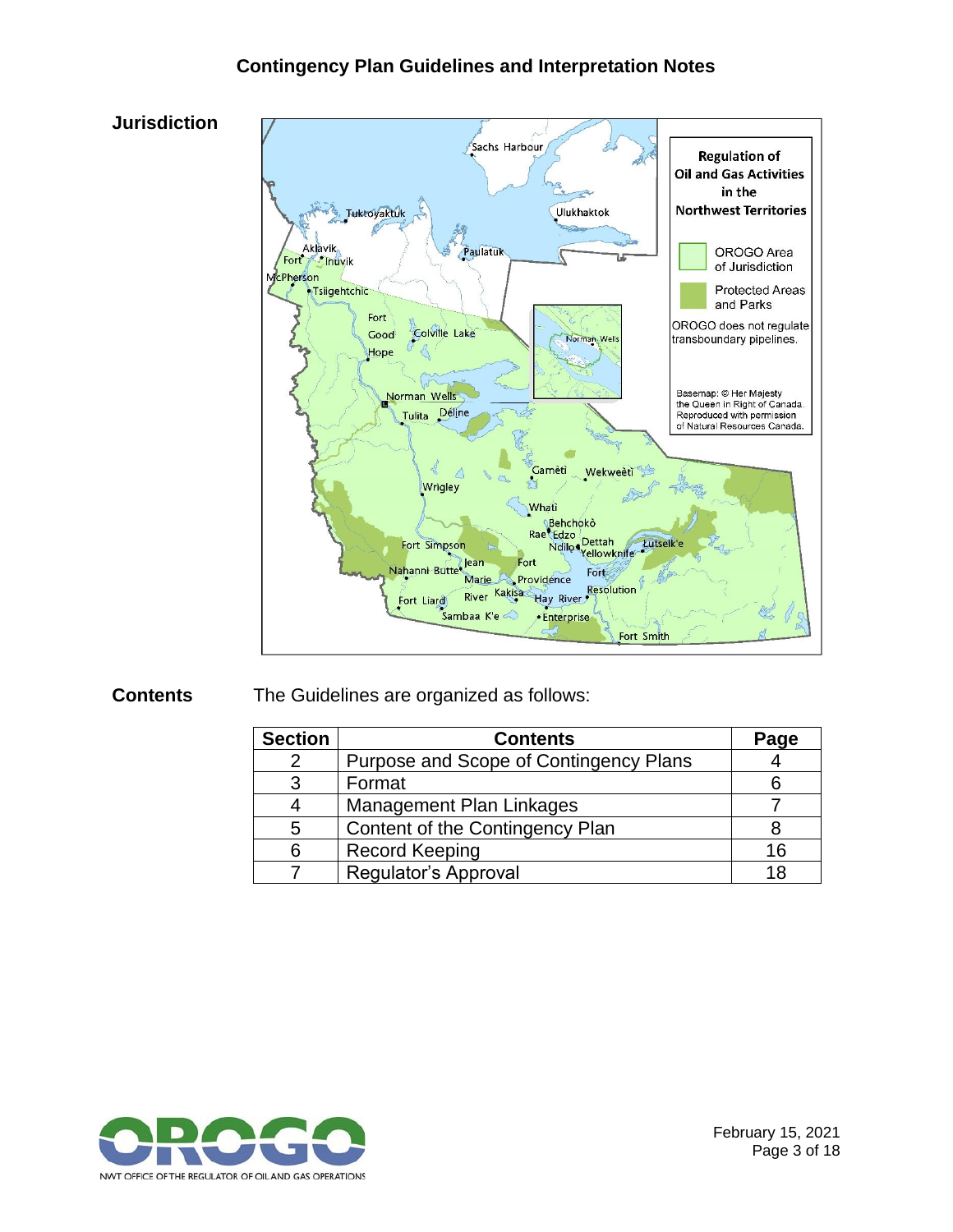## Jurisdiction

## Contents

The Guidelines are organized as follows:

| Section | Contents | Page |
|---|---|---|
| 2 | Purpose and Scope of Contingency Plans | 4 |
| 3 | Format | 6 |
| 4 | Management Plan Linkages | 7 |
| 5 | Content of the Contingency Plan | 8 |
| 6 | Record Keeping | 16 |
| 7 | Regulator's Approval | 18 |

February 15, 2021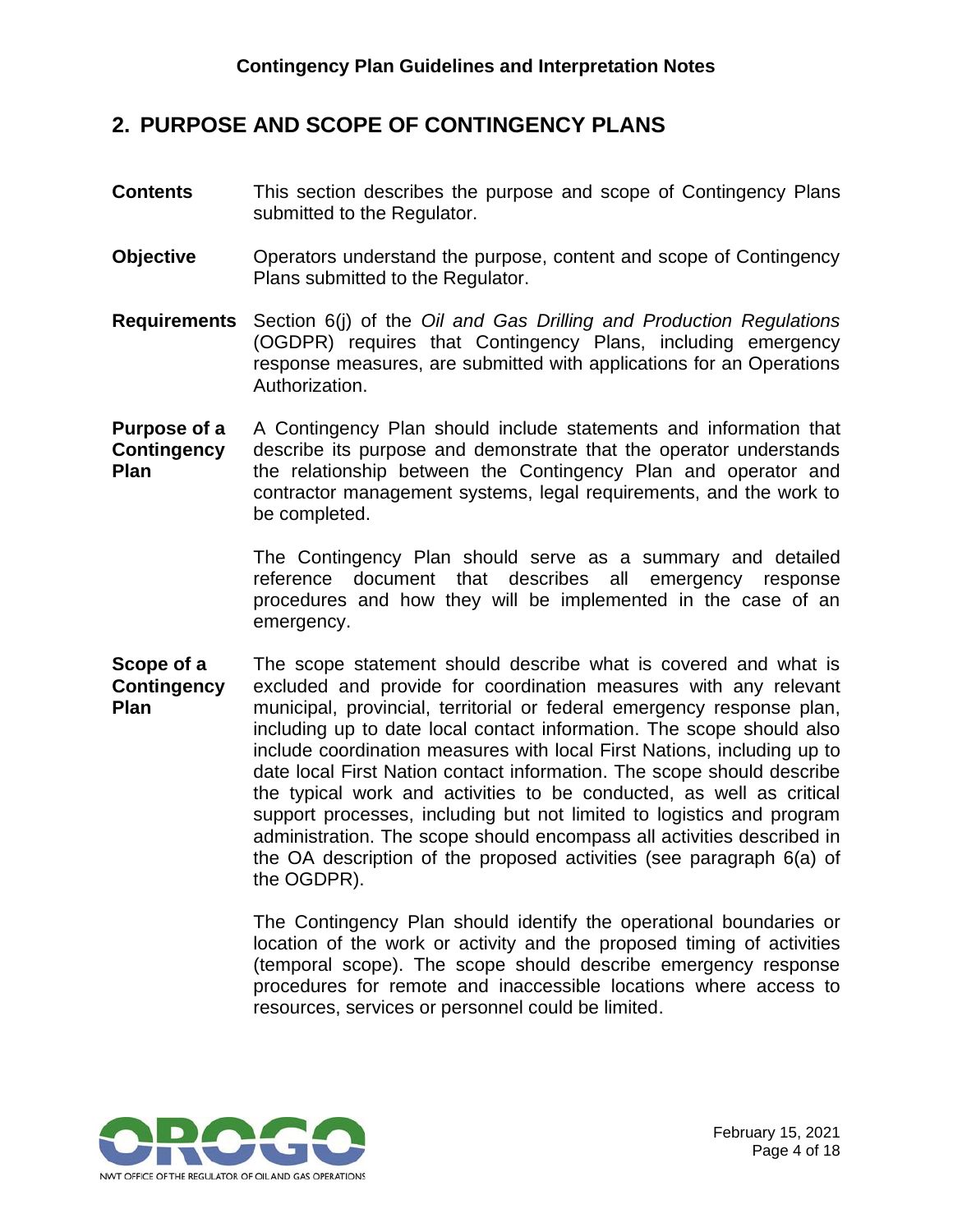## 2. PURPOSE AND SCOPE OF CONTINGENCY PLANS

**Contents**

This section describes the purpose and scope of Contingency Plans submitted to the Regulator.

**Objective**

Operators understand the purpose, content and scope of Contingency Plans submitted to the Regulator.

**Requirements**

Section 6(j) of the *Oil and Gas Drilling and Production Regulations* (OGDPR) requires that Contingency Plans, including emergency response measures, are submitted with applications for an Operations Authorization.

**Purpose of a Contingency Plan**

A Contingency Plan should include statements and information that describe its purpose and demonstrate that the operator understands the relationship between the Contingency Plan and operator and contractor management systems, legal requirements, and the work to be completed.

The Contingency Plan should serve as a summary and detailed reference document that describes all emergency response procedures and how they will be implemented in the case of an emergency.

**Scope of a Contingency Plan**

The scope statement should describe what is covered and what is excluded and provide for coordination measures with any relevant municipal, provincial, territorial or federal emergency response plan, including up to date local contact information. The scope should also include coordination measures with local First Nations, including up to date local First Nation contact information. The scope should describe the typical work and activities to be conducted, as well as critical support processes, including but not limited to logistics and program administration. The scope should encompass all activities described in the OA description of the proposed activities (see paragraph 6(a) of the OGDPR).

The Contingency Plan should identify the operational boundaries or location of the work or activity and the proposed timing of activities (temporal scope). The scope should describe emergency response procedures for remote and inaccessible locations where access to resources, services or personnel could be limited.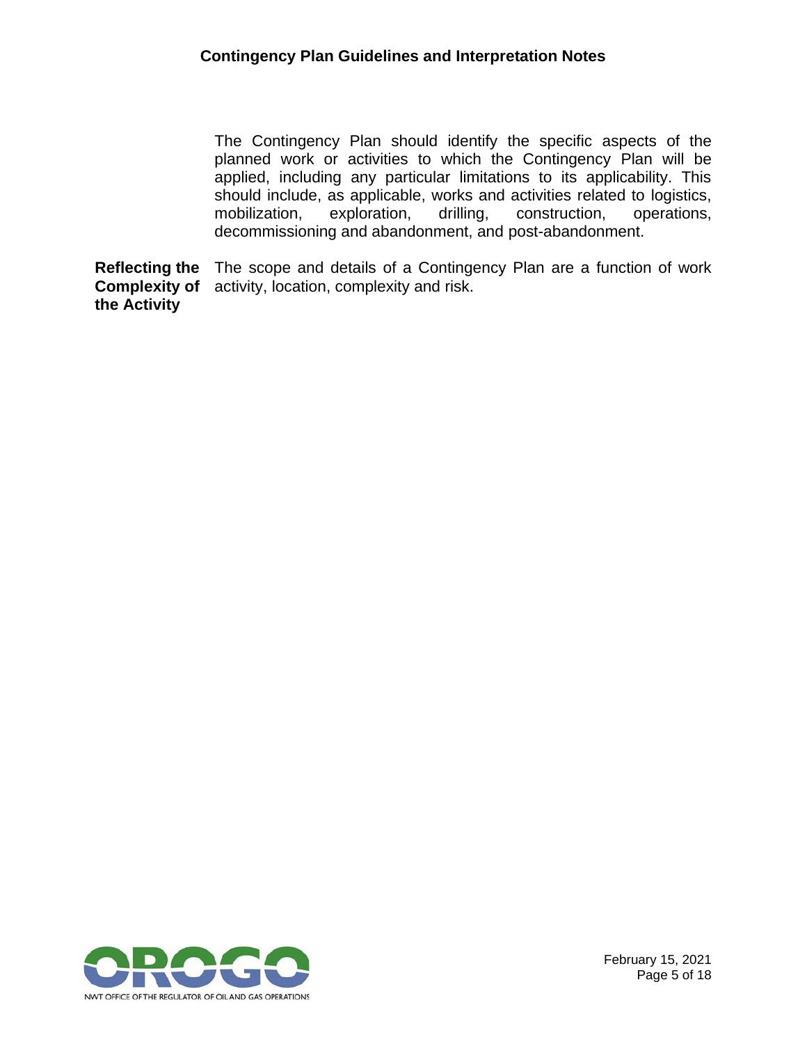The Contingency Plan should identify the specific aspects of the planned work or activities to which the Contingency Plan will be applied, including any particular limitations to its applicability. This should include, as applicable, works and activities related to logistics, mobilization, exploration, drilling, construction, operations, decommissioning and abandonment, and post-abandonment.

**Reflecting the Complexity of the Activity**

The scope and details of a Contingency Plan are a function of work activity, location, complexity and risk.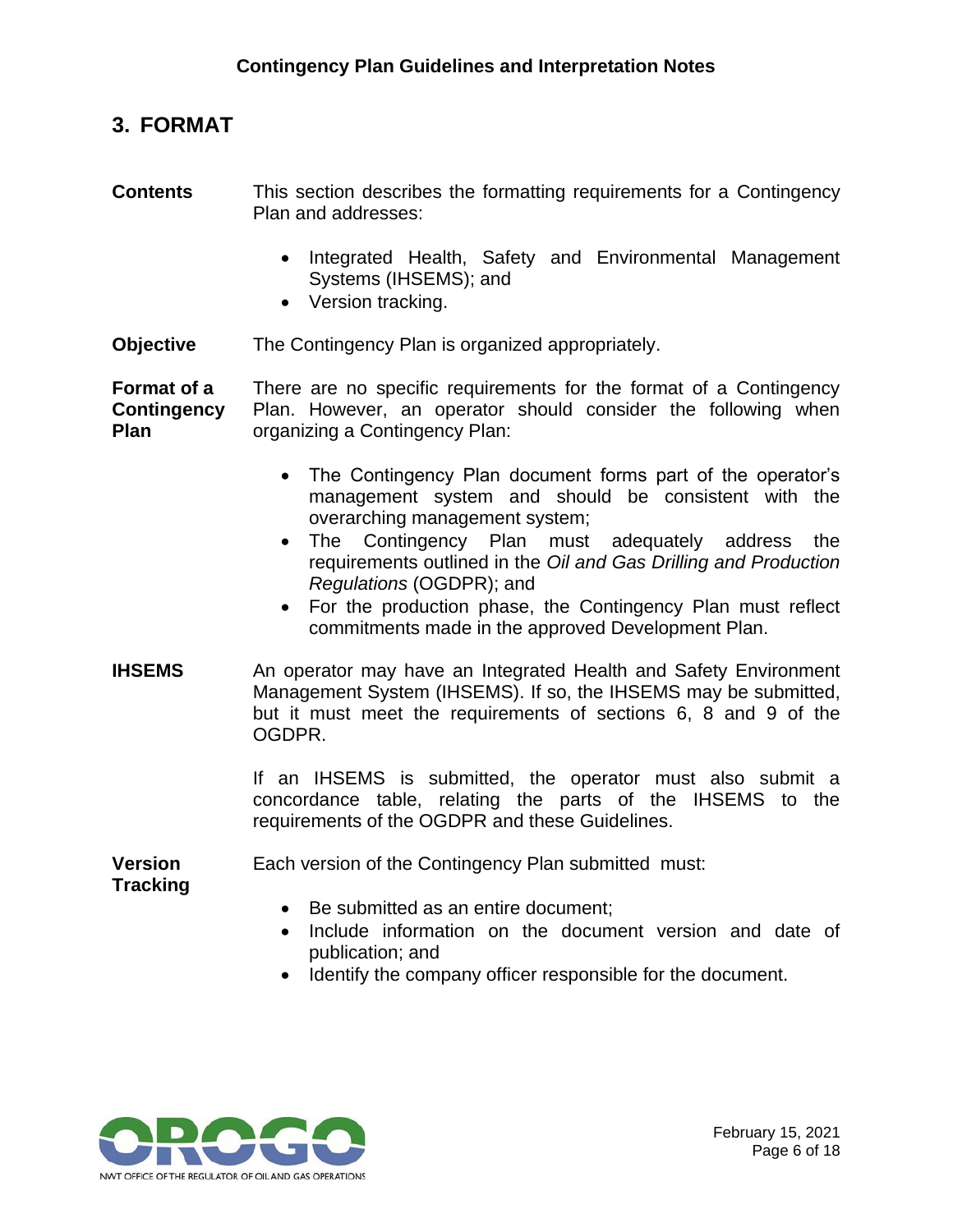## 3. FORMAT

**Contents**

This section describes the formatting requirements for a Contingency Plan and addresses:

- Integrated Health, Safety and Environmental Management Systems (IHSEMS); and
- Version tracking.

**Objective**

The Contingency Plan is organized appropriately.

**Format of a Contingency Plan**

There are no specific requirements for the format of a Contingency Plan. However, an operator should consider the following when organizing a Contingency Plan:

- The Contingency Plan document forms part of the operator's management system and should be consistent with the overarching management system;
- The Contingency Plan must adequately address the requirements outlined in the *Oil and Gas Drilling and Production Regulations* (OGDPR); and
- For the production phase, the Contingency Plan must reflect commitments made in the approved Development Plan.

**IHSEMS**

An operator may have an Integrated Health and Safety Environment Management System (IHSEMS). If so, the IHSEMS may be submitted, but it must meet the requirements of sections 6, 8 and 9 of the OGDPR.

If an IHSEMS is submitted, the operator must also submit a concordance table, relating the parts of the IHSEMS to the requirements of the OGDPR and these Guidelines.

**Version Tracking**

Each version of the Contingency Plan submitted must:

- Be submitted as an entire document;
- Include information on the document version and date of publication; and
- Identify the company officer responsible for the document.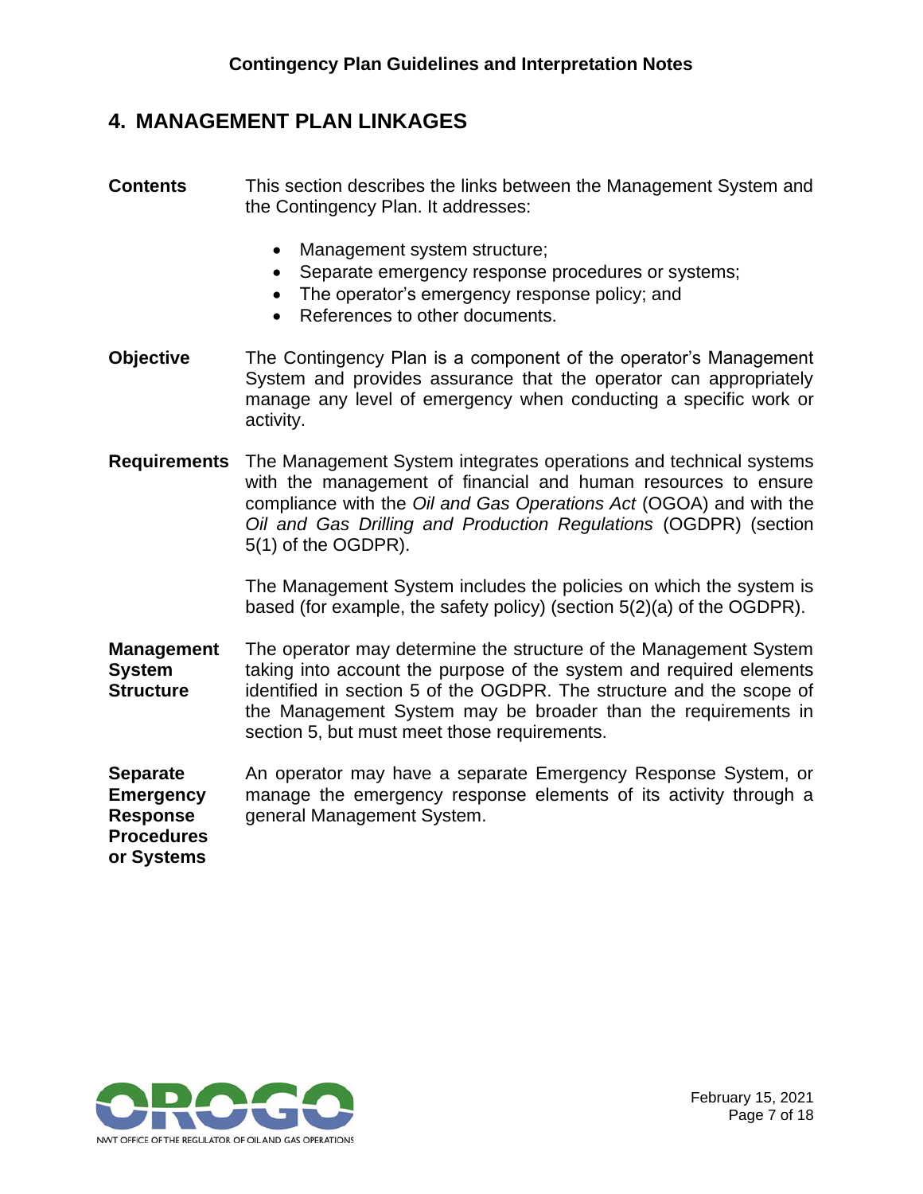# 4. MANAGEMENT PLAN LINKAGES

**Contents**

This section describes the links between the Management System and the Contingency Plan. It addresses:

- Management system structure;
- Separate emergency response procedures or systems;
- The operator's emergency response policy; and
- References to other documents.

**Objective**

The Contingency Plan is a component of the operator's Management System and provides assurance that the operator can appropriately manage any level of emergency when conducting a specific work or activity.

**Requirements**

The Management System integrates operations and technical systems with the management of financial and human resources to ensure compliance with the *Oil and Gas Operations Act* (OGOA) and with the *Oil and Gas Drilling and Production Regulations* (OGDPR) (section 5(1) of the OGDPR).

The Management System includes the policies on which the system is based (for example, the safety policy) (section 5(2)(a) of the OGDPR).

**Management System Structure**

The operator may determine the structure of the Management System taking into account the purpose of the system and required elements identified in section 5 of the OGDPR. The structure and the scope of the Management System may be broader than the requirements in section 5, but must meet those requirements.

**Separate Emergency Response Procedures or Systems**

An operator may have a separate Emergency Response System, or manage the emergency response elements of its activity through a general Management System.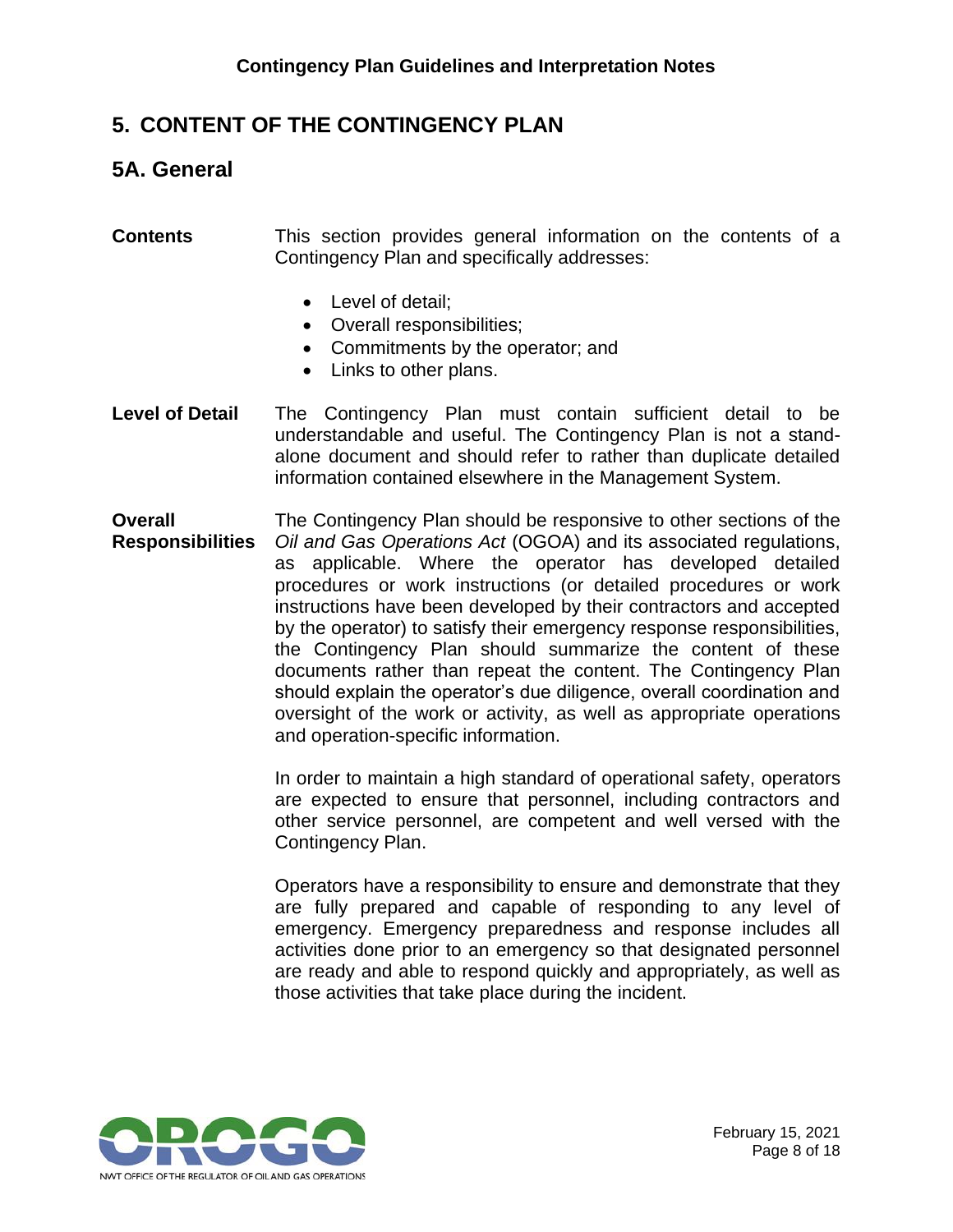# 5. CONTENT OF THE CONTINGENCY PLAN

## 5A. General

**Contents**

This section provides general information on the contents of a Contingency Plan and specifically addresses:

- Level of detail;
- Overall responsibilities;
- Commitments by the operator; and
- Links to other plans.

**Level of Detail**

The Contingency Plan must contain sufficient detail to be understandable and useful. The Contingency Plan is not a stand-alone document and should refer to rather than duplicate detailed information contained elsewhere in the Management System.

**Overall Responsibilities**

The Contingency Plan should be responsive to other sections of the *Oil and Gas Operations Act* (OGOA) and its associated regulations, as applicable. Where the operator has developed detailed procedures or work instructions (or detailed procedures or work instructions have been developed by their contractors and accepted by the operator) to satisfy their emergency response responsibilities, the Contingency Plan should summarize the content of these documents rather than repeat the content. The Contingency Plan should explain the operator's due diligence, overall coordination and oversight of the work or activity, as well as appropriate operations and operation-specific information.

In order to maintain a high standard of operational safety, operators are expected to ensure that personnel, including contractors and other service personnel, are competent and well versed with the Contingency Plan.

Operators have a responsibility to ensure and demonstrate that they are fully prepared and capable of responding to any level of emergency. Emergency preparedness and response includes all activities done prior to an emergency so that designated personnel are ready and able to respond quickly and appropriately, as well as those activities that take place during the incident.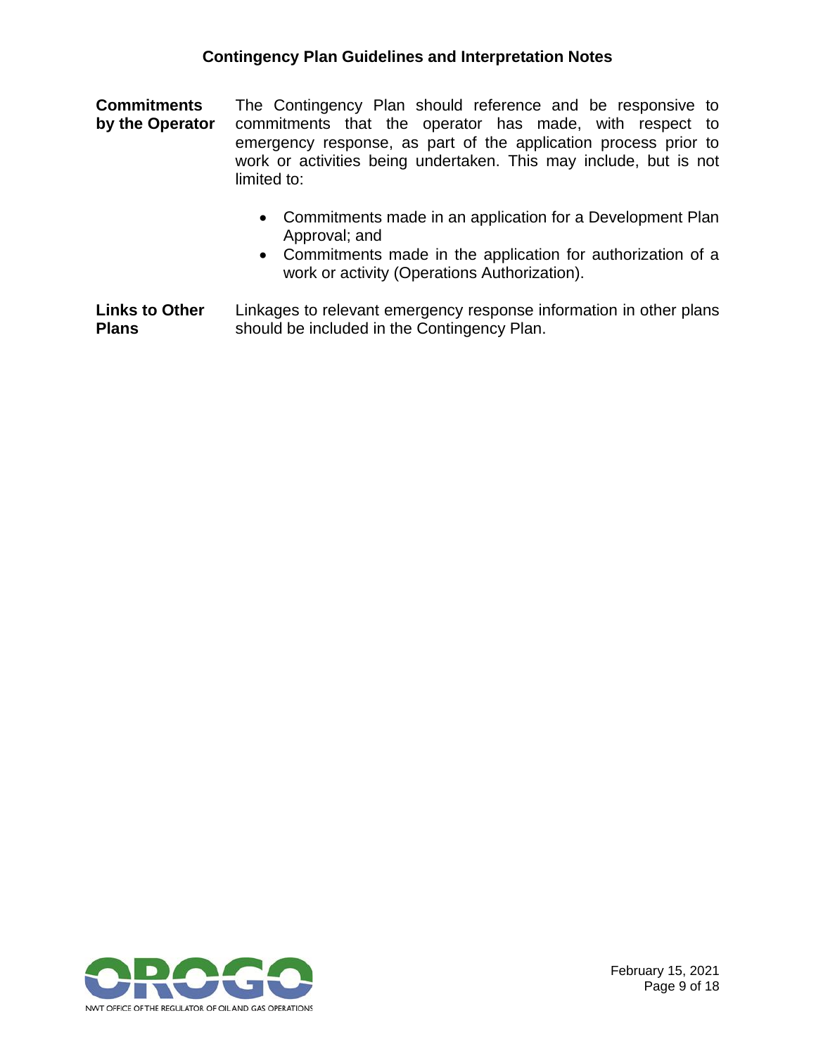**Commitments by the Operator**

The Contingency Plan should reference and be responsive to commitments that the operator has made, with respect to emergency response, as part of the application process prior to work or activities being undertaken. This may include, but is not limited to:

- Commitments made in an application for a Development Plan Approval; and
- Commitments made in the application for authorization of a work or activity (Operations Authorization).

**Links to Other Plans**

Linkages to relevant emergency response information in other plans should be included in the Contingency Plan.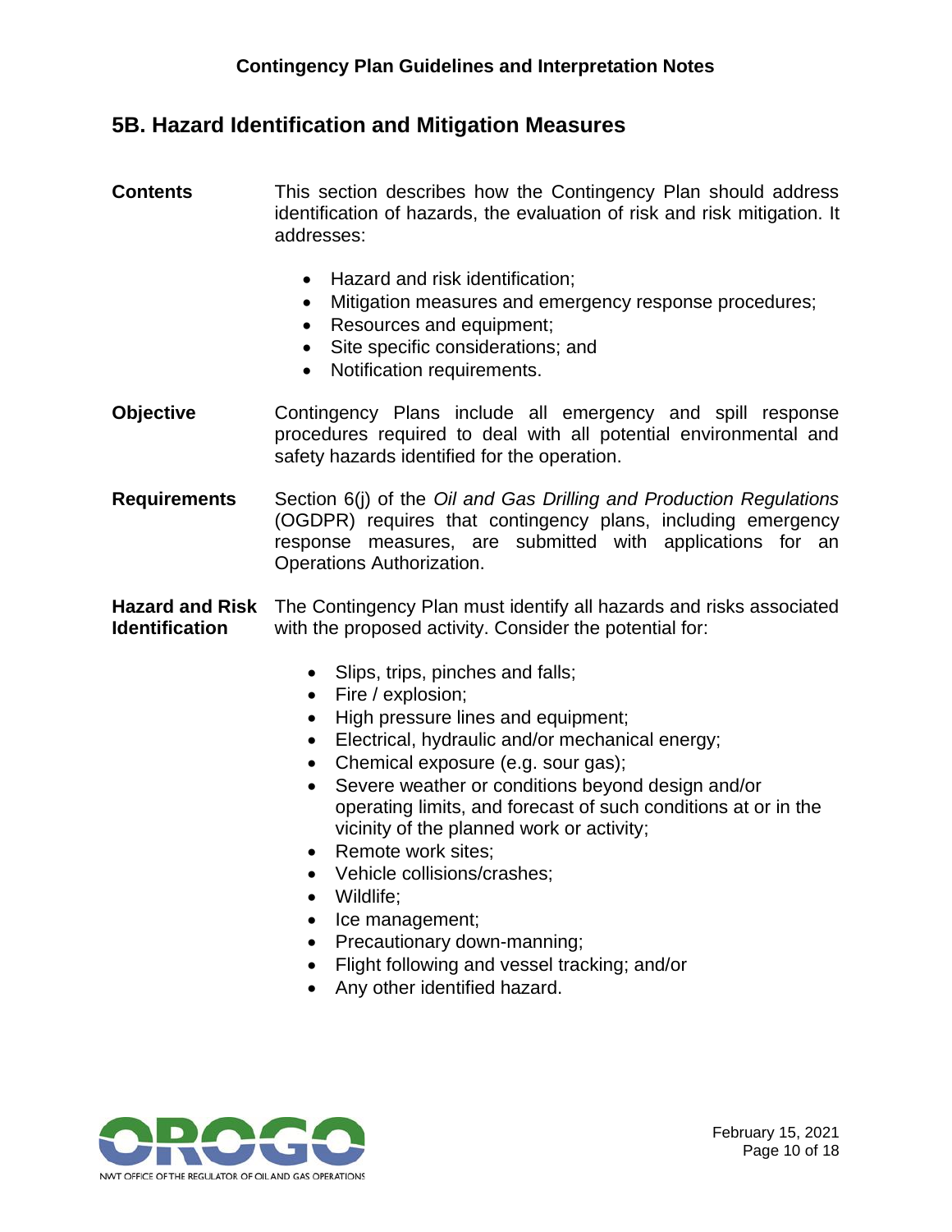## 5B. Hazard Identification and Mitigation Measures

**Contents**

This section describes how the Contingency Plan should address identification of hazards, the evaluation of risk and risk mitigation. It addresses:

- Hazard and risk identification;
- Mitigation measures and emergency response procedures;
- Resources and equipment;
- Site specific considerations; and
- Notification requirements.

**Objective**

Contingency Plans include all emergency and spill response procedures required to deal with all potential environmental and safety hazards identified for the operation.

**Requirements**

Section 6(j) of the *Oil and Gas Drilling and Production Regulations* (OGDPR) requires that contingency plans, including emergency response measures, are submitted with applications for an Operations Authorization.

**Hazard and Risk Identification**

The Contingency Plan must identify all hazards and risks associated with the proposed activity. Consider the potential for:

- Slips, trips, pinches and falls;
- Fire / explosion;
- High pressure lines and equipment;
- Electrical, hydraulic and/or mechanical energy;
- Chemical exposure (e.g. sour gas);
- Severe weather or conditions beyond design and/or operating limits, and forecast of such conditions at or in the vicinity of the planned work or activity;
- Remote work sites;
- Vehicle collisions/crashes;
- Wildlife;
- Ice management;
- Precautionary down-manning;
- Flight following and vessel tracking; and/or
- Any other identified hazard.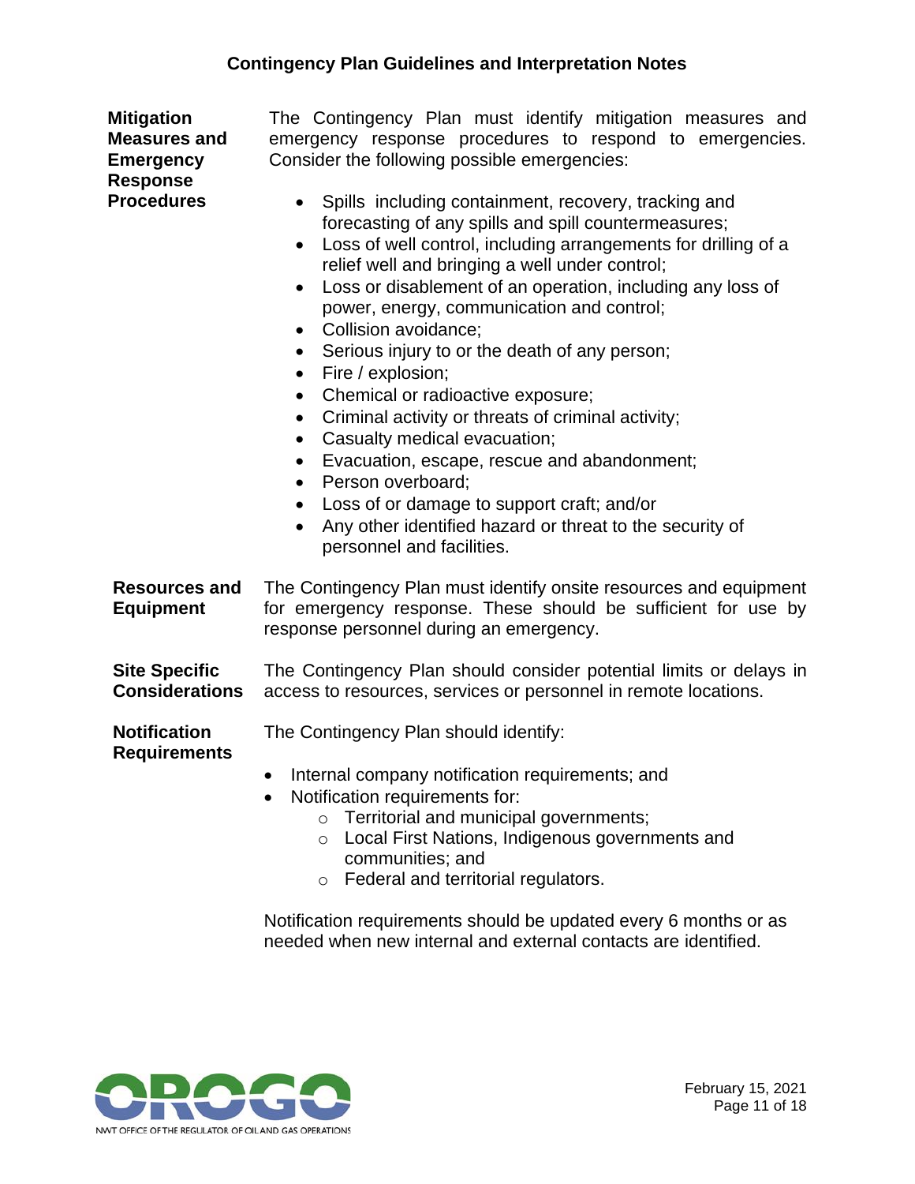**Mitigation Measures and Emergency Response Procedures**

The Contingency Plan must identify mitigation measures and emergency response procedures to respond to emergencies. Consider the following possible emergencies:

- Spills including containment, recovery, tracking and forecasting of any spills and spill countermeasures;
- Loss of well control, including arrangements for drilling of a relief well and bringing a well under control;
- Loss or disablement of an operation, including any loss of power, energy, communication and control;
- Collision avoidance;
- Serious injury to or the death of any person;
- Fire / explosion;
- Chemical or radioactive exposure;
- Criminal activity or threats of criminal activity;
- Casualty medical evacuation;
- Evacuation, escape, rescue and abandonment;
- Person overboard;
- Loss of or damage to support craft; and/or
- Any other identified hazard or threat to the security of personnel and facilities.

**Resources and Equipment**

The Contingency Plan must identify onsite resources and equipment for emergency response. These should be sufficient for use by response personnel during an emergency.

**Site Specific Considerations**

The Contingency Plan should consider potential limits or delays in access to resources, services or personnel in remote locations.

**Notification Requirements**

The Contingency Plan should identify:

- Internal company notification requirements; and
- Notification requirements for:
  - Territorial and municipal governments;
  - Local First Nations, Indigenous governments and communities; and
  - Federal and territorial regulators.

Notification requirements should be updated every 6 months or as needed when new internal and external contacts are identified.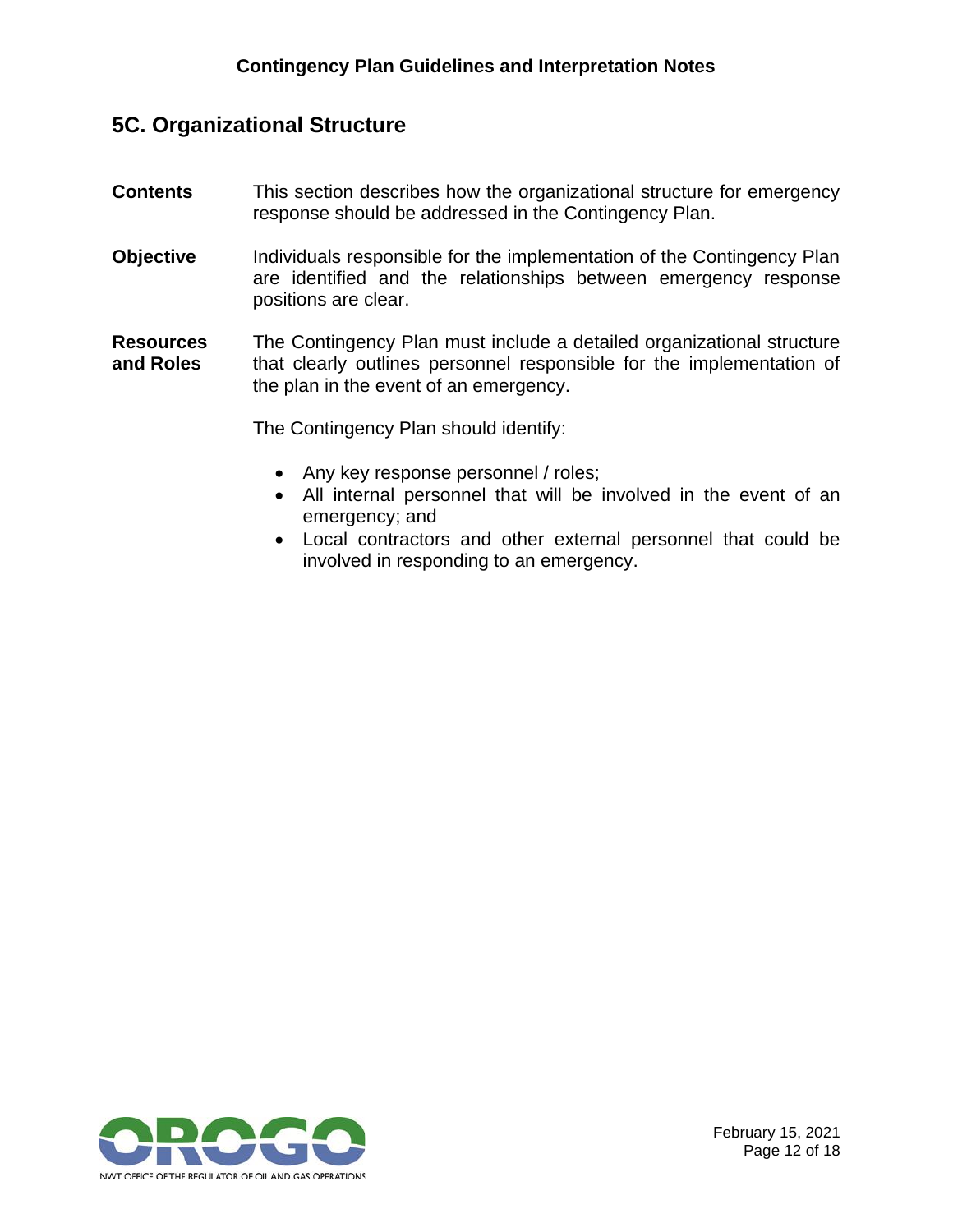## 5C. Organizational Structure

**Contents** This section describes how the organizational structure for emergency response should be addressed in the Contingency Plan.

**Objective** Individuals responsible for the implementation of the Contingency Plan are identified and the relationships between emergency response positions are clear.

**Resources and Roles** The Contingency Plan must include a detailed organizational structure that clearly outlines personnel responsible for the implementation of the plan in the event of an emergency.

The Contingency Plan should identify:

- Any key response personnel / roles;
- All internal personnel that will be involved in the event of an emergency; and
- Local contractors and other external personnel that could be involved in responding to an emergency.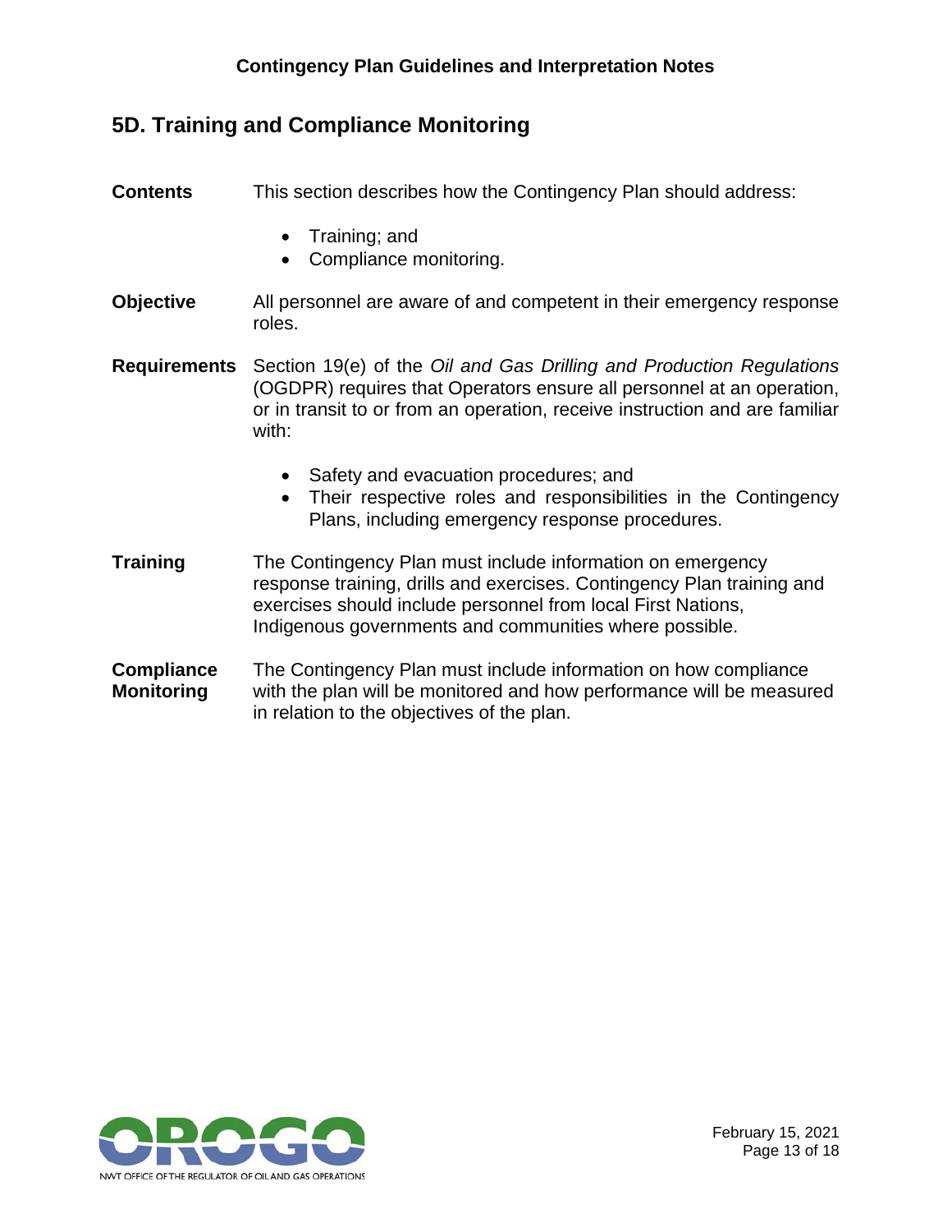## 5D. Training and Compliance Monitoring

**Contents**

This section describes how the Contingency Plan should address:

- Training; and
- Compliance monitoring.

**Objective**

All personnel are aware of and competent in their emergency response roles.

**Requirements**

Section 19(e) of the *Oil and Gas Drilling and Production Regulations* (OGDPR) requires that Operators ensure all personnel at an operation, or in transit to or from an operation, receive instruction and are familiar with:

- Safety and evacuation procedures; and
- Their respective roles and responsibilities in the Contingency Plans, including emergency response procedures.

**Training**

The Contingency Plan must include information on emergency response training, drills and exercises. Contingency Plan training and exercises should include personnel from local First Nations, Indigenous governments and communities where possible.

**Compliance Monitoring**

The Contingency Plan must include information on how compliance with the plan will be monitored and how performance will be measured in relation to the objectives of the plan.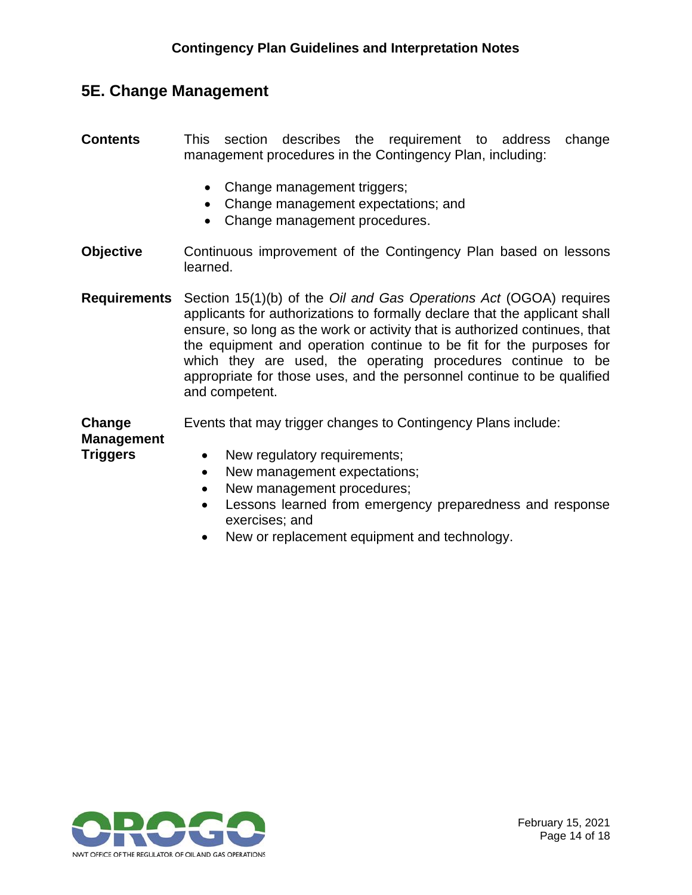## 5E. Change Management

**Contents**

This section describes the requirement to address change management procedures in the Contingency Plan, including:

- Change management triggers;
- Change management expectations; and
- Change management procedures.

**Objective**

Continuous improvement of the Contingency Plan based on lessons learned.

**Requirements**

Section 15(1)(b) of the *Oil and Gas Operations Act* (OGOA) requires applicants for authorizations to formally declare that the applicant shall ensure, so long as the work or activity that is authorized continues, that the equipment and operation continue to be fit for the purposes for which they are used, the operating procedures continue to be appropriate for those uses, and the personnel continue to be qualified and competent.

**Change Management Triggers**

Events that may trigger changes to Contingency Plans include:

- New regulatory requirements;
- New management expectations;
- New management procedures;
- Lessons learned from emergency preparedness and response exercises; and
- New or replacement equipment and technology.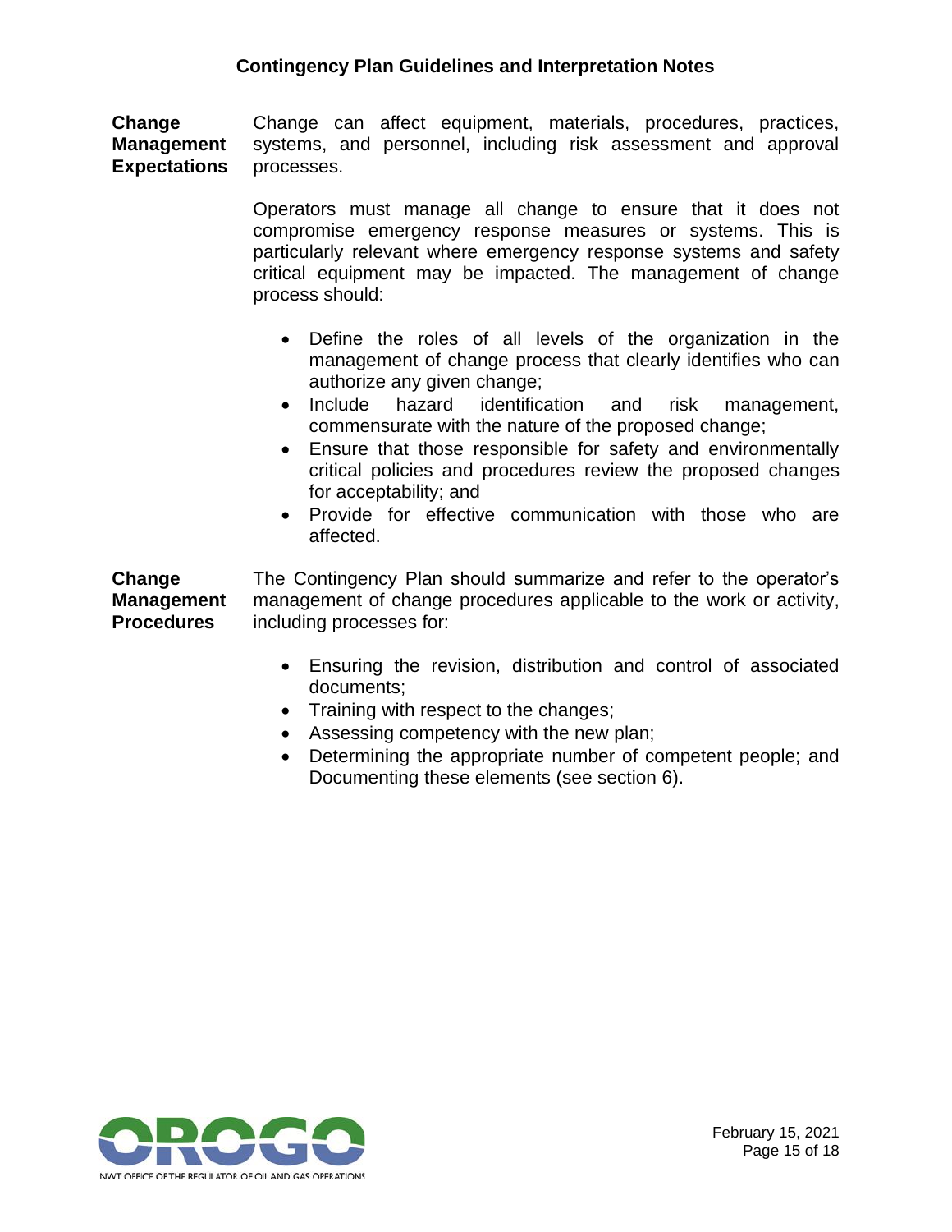**Change Management Expectations**

Change can affect equipment, materials, procedures, practices, systems, and personnel, including risk assessment and approval processes.

Operators must manage all change to ensure that it does not compromise emergency response measures or systems. This is particularly relevant where emergency response systems and safety critical equipment may be impacted. The management of change process should:

- Define the roles of all levels of the organization in the management of change process that clearly identifies who can authorize any given change;
- Include hazard identification and risk management, commensurate with the nature of the proposed change;
- Ensure that those responsible for safety and environmentally critical policies and procedures review the proposed changes for acceptability; and
- Provide for effective communication with those who are affected.

**Change Management Procedures**

The Contingency Plan should summarize and refer to the operator's management of change procedures applicable to the work or activity, including processes for:

- Ensuring the revision, distribution and control of associated documents;
- Training with respect to the changes;
- Assessing competency with the new plan;
- Determining the appropriate number of competent people; and Documenting these elements (see section 6).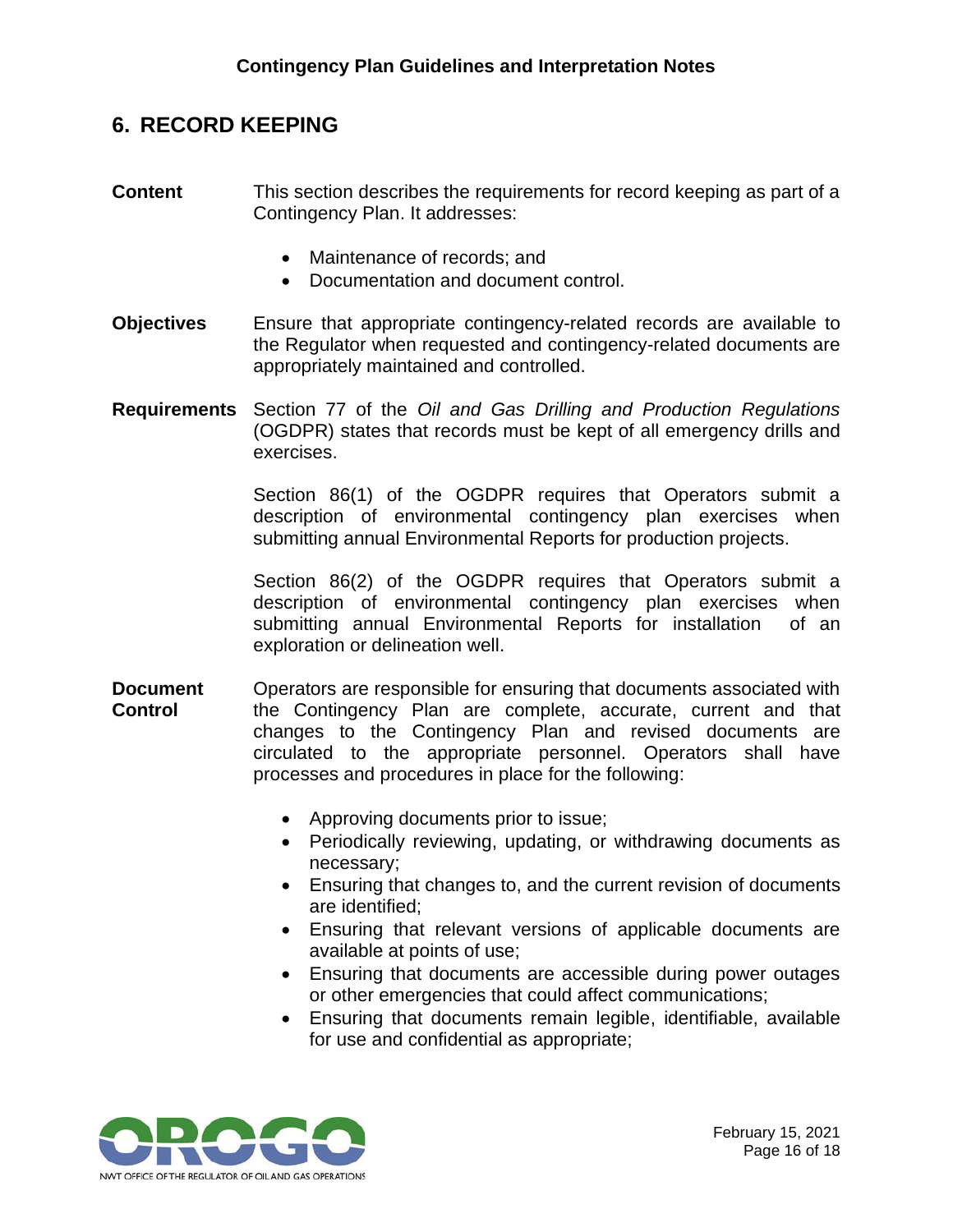## 6. RECORD KEEPING

**Content** This section describes the requirements for record keeping as part of a Contingency Plan. It addresses:

- Maintenance of records; and
- Documentation and document control.

**Objectives** Ensure that appropriate contingency-related records are available to the Regulator when requested and contingency-related documents are appropriately maintained and controlled.

**Requirements** Section 77 of the *Oil and Gas Drilling and Production Regulations* (OGDPR) states that records must be kept of all emergency drills and exercises.

Section 86(1) of the OGDPR requires that Operators submit a description of environmental contingency plan exercises when submitting annual Environmental Reports for production projects.

Section 86(2) of the OGDPR requires that Operators submit a description of environmental contingency plan exercises when submitting annual Environmental Reports for installation of an exploration or delineation well.

**Document Control** Operators are responsible for ensuring that documents associated with the Contingency Plan are complete, accurate, current and that changes to the Contingency Plan and revised documents are circulated to the appropriate personnel. Operators shall have processes and procedures in place for the following:

- Approving documents prior to issue;
- Periodically reviewing, updating, or withdrawing documents as necessary;
- Ensuring that changes to, and the current revision of documents are identified;
- Ensuring that relevant versions of applicable documents are available at points of use;
- Ensuring that documents are accessible during power outages or other emergencies that could affect communications;
- Ensuring that documents remain legible, identifiable, available for use and confidential as appropriate;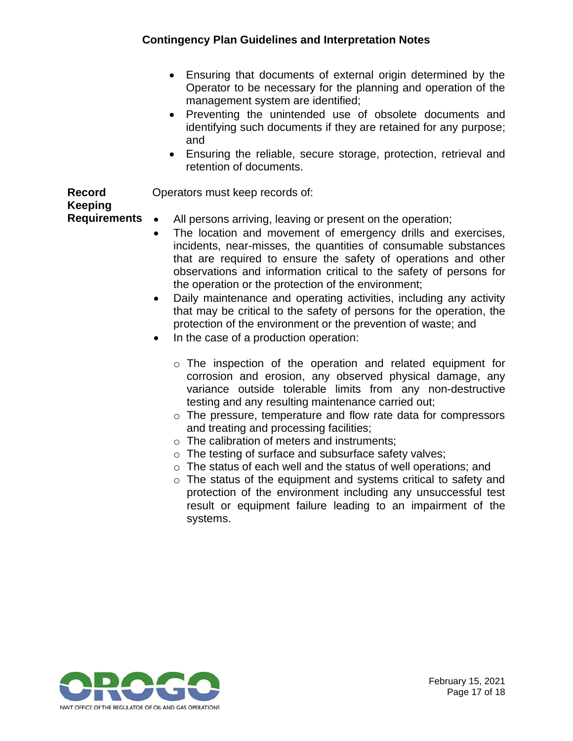- Ensuring that documents of external origin determined by the Operator to be necessary for the planning and operation of the management system are identified;
- Preventing the unintended use of obsolete documents and identifying such documents if they are retained for any purpose; and
- Ensuring the reliable, secure storage, protection, retrieval and retention of documents.

**Record Keeping Requirements**

Operators must keep records of:

- All persons arriving, leaving or present on the operation;
- The location and movement of emergency drills and exercises, incidents, near-misses, the quantities of consumable substances that are required to ensure the safety of operations and other observations and information critical to the safety of persons for the operation or the protection of the environment;
- Daily maintenance and operating activities, including any activity that may be critical to the safety of persons for the operation, the protection of the environment or the prevention of waste; and
- In the case of a production operation:
  - The inspection of the operation and related equipment for corrosion and erosion, any observed physical damage, any variance outside tolerable limits from any non-destructive testing and any resulting maintenance carried out;
  - The pressure, temperature and flow rate data for compressors and treating and processing facilities;
  - The calibration of meters and instruments;
  - The testing of surface and subsurface safety valves;
  - The status of each well and the status of well operations; and
  - The status of the equipment and systems critical to safety and protection of the environment including any unsuccessful test result or equipment failure leading to an impairment of the systems.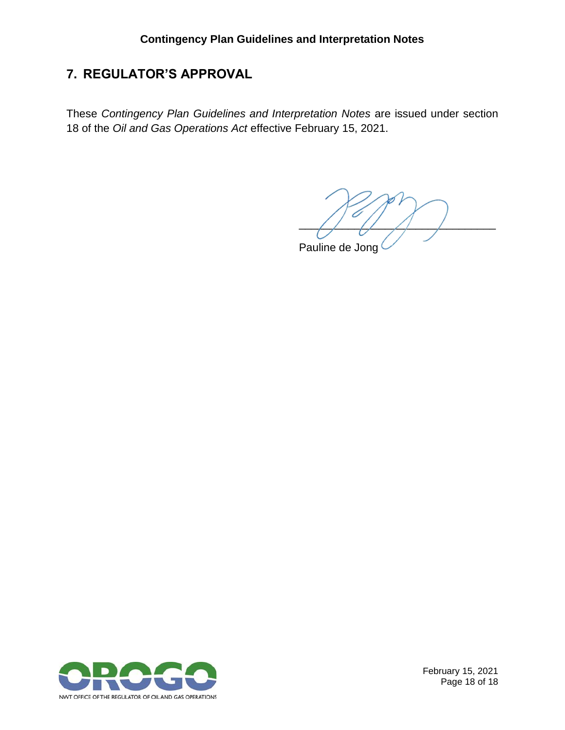## 7. REGULATOR'S APPROVAL

These *Contingency Plan Guidelines and Interpretation Notes* are issued under section 18 of the *Oil and Gas Operations Act* effective February 15, 2021.

\_\_\_\_\_\_\_\_\_\_\_\_\_\_\_\_\_\_\_\_\_\_\_\_\_\_\_\_\_\_\_\_

Pauline de Jong